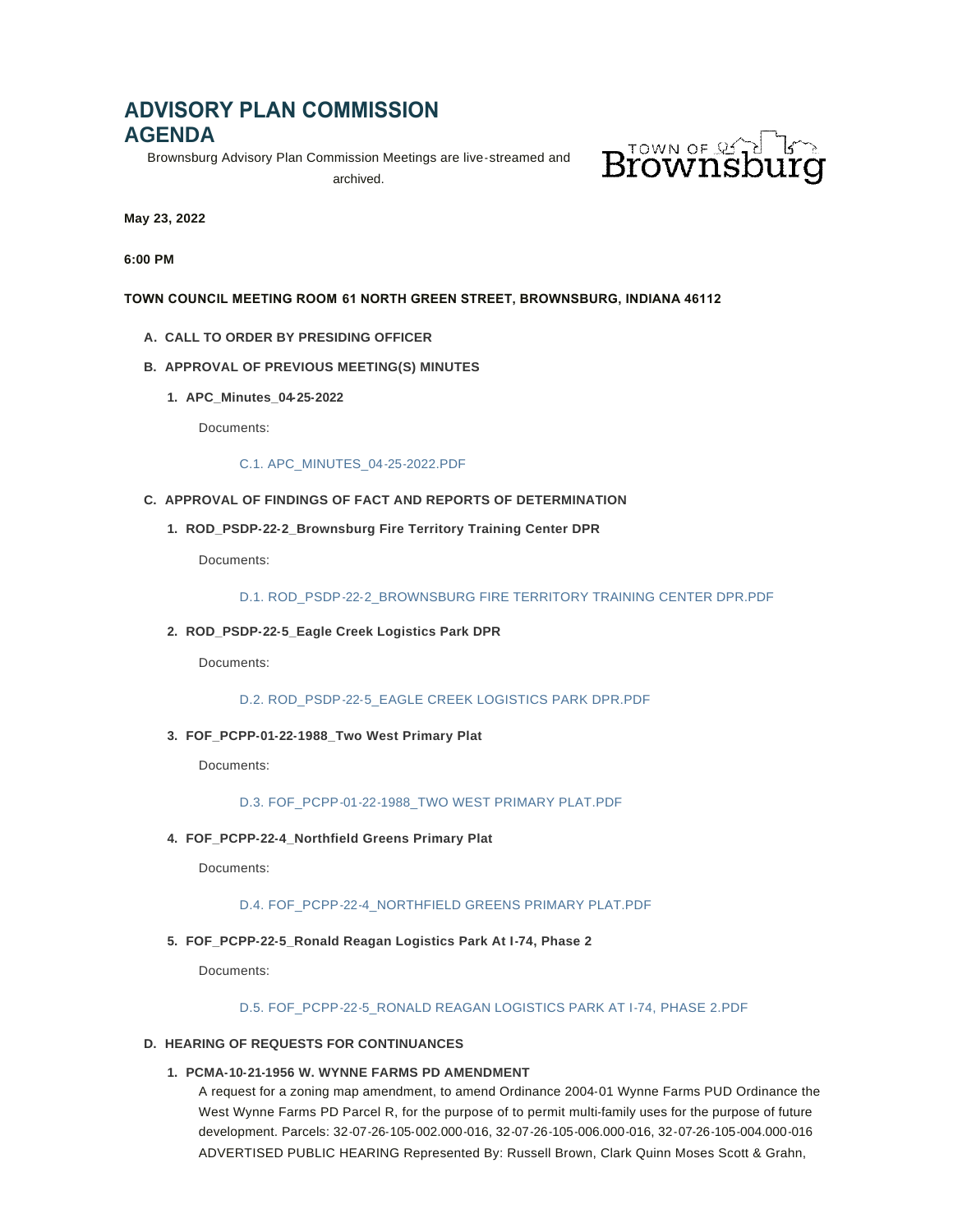# ADVISORY PLAN COMMISSION AGENDA

Brownsburg Advisory Plan Commission Meetings are live-streamed and archived.

**May 23, 2022**

**6:00 PM**

**TOWN COUNCIL MEETING ROOM 61 NORTH GREEN STREET, BROWNSBURG, INDIANA 46112**

**A. CALL TO ORDER BY PRESIDING OFFICER**

**B. APPROVAL OF PREVIOUS MEETING(S) MINUTES**

**1. APC_Minutes_04-25-2022**

Documents:

C.1. APC_MINUTES_04-25-2022.PDF

**C. APPROVAL OF FINDINGS OF FACT AND REPORTS OF DETERMINATION**

**1. ROD_PSDP-22-2_Brownsburg Fire Territory Training Center DPR**

Documents:

D.1. ROD_PSDP-22-2_BROWNSBURG FIRE TERRITORY TRAINING CENTER DPR.PDF

**2. ROD_PSDP-22-5_Eagle Creek Logistics Park DPR**

Documents:

D.2. ROD_PSDP-22-5_EAGLE CREEK LOGISTICS PARK DPR.PDF

**3. FOF_PCPP-01-22-1988_Two West Primary Plat**

Documents:

D.3. FOF_PCPP-01-22-1988_TWO WEST PRIMARY PLAT.PDF

**4. FOF_PCPP-22-4_Northfield Greens Primary Plat**

Documents:

D.4. FOF_PCPP-22-4_NORTHFIELD GREENS PRIMARY PLAT.PDF

**5. FOF_PCPP-22-5_Ronald Reagan Logistics Park At I-74, Phase 2**

Documents:

D.5. FOF_PCPP-22-5_RONALD REAGAN LOGISTICS PARK AT I-74, PHASE 2.PDF

**D. HEARING OF REQUESTS FOR CONTINUANCES**

**1. PCMA-10-21-1956 W. WYNNE FARMS PD AMENDMENT**

A request for a zoning map amendment, to amend Ordinance 2004-01 Wynne Farms PUD Ordinance the West Wynne Farms PD Parcel R, for the purpose of to permit multi-family uses for the purpose of future development. Parcels: 32-07-26-105-002.000-016, 32-07-26-105-006.000-016, 32-07-26-105-004.000-016 ADVERTISED PUBLIC HEARING Represented By: Russell Brown, Clark Quinn Moses Scott & Grahn,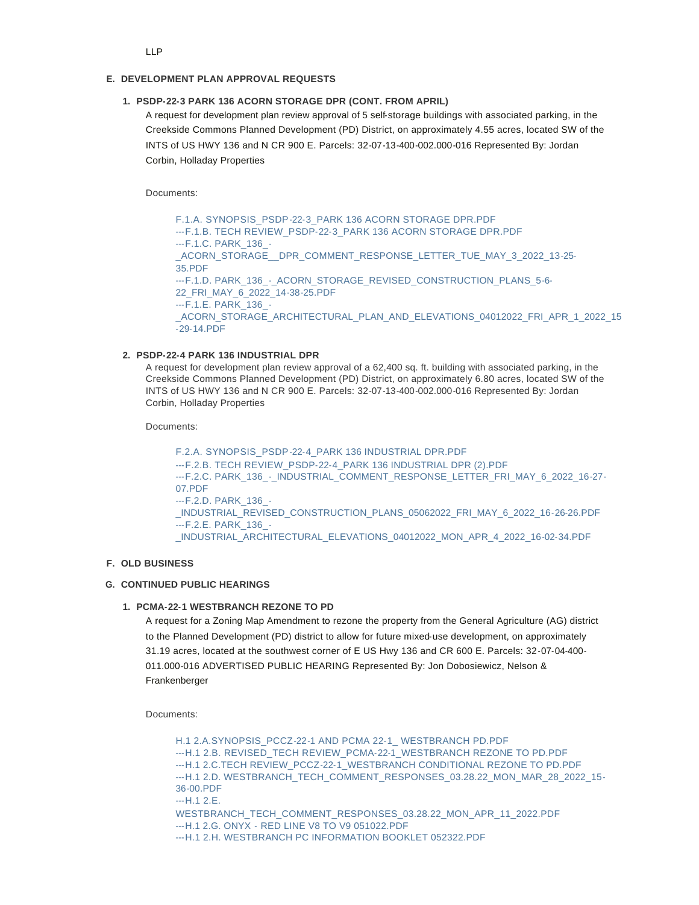LLP

## E. DEVELOPMENT PLAN APPROVAL REQUESTS

### 1. PSDP-22-3 PARK 136 ACORN STORAGE DPR (CONT. FROM APRIL)

A request for development plan review approval of 5 self-storage buildings with associated parking, in the Creekside Commons Planned Development (PD) District, on approximately 4.55 acres, located SW of the INTS of US HWY 136 and N CR 900 E. Parcels: 32-07-13-400-002.000-016 Represented By: Jordan Corbin, Holladay Properties

Documents:

F.1.A. SYNOPSIS_PSDP-22-3_PARK 136 ACORN STORAGE DPR.PDF
---F.1.B. TECH REVIEW_PSDP-22-3_PARK 136 ACORN STORAGE DPR.PDF
---F.1.C. PARK_136_-_ACORN_STORAGE__DPR_COMMENT_RESPONSE_LETTER_TUE_MAY_3_2022_13-25-35.PDF
---F.1.D. PARK_136_-_ACORN_STORAGE_REVISED_CONSTRUCTION_PLANS_5-6-22_FRI_MAY_6_2022_14-38-25.PDF
---F.1.E. PARK_136_-_ACORN_STORAGE_ARCHITECTURAL_PLAN_AND_ELEVATIONS_04012022_FRI_APR_1_2022_15-29-14.PDF

### 2. PSDP-22-4 PARK 136 INDUSTRIAL DPR

A request for development plan review approval of a 62,400 sq. ft. building with associated parking, in the Creekside Commons Planned Development (PD) District, on approximately 6.80 acres, located SW of the INTS of US HWY 136 and N CR 900 E. Parcels: 32-07-13-400-002.000-016 Represented By: Jordan Corbin, Holladay Properties

Documents:

F.2.A. SYNOPSIS_PSDP-22-4_PARK 136 INDUSTRIAL DPR.PDF
---F.2.B. TECH REVIEW_PSDP-22-4_PARK 136 INDUSTRIAL DPR (2).PDF
---F.2.C. PARK_136_-_INDUSTRIAL_COMMENT_RESPONSE_LETTER_FRI_MAY_6_2022_16-27-07.PDF
---F.2.D. PARK_136_-_INDUSTRIAL_REVISED_CONSTRUCTION_PLANS_05062022_FRI_MAY_6_2022_16-26-26.PDF
---F.2.E. PARK_136_-_INDUSTRIAL_ARCHITECTURAL_ELEVATIONS_04012022_MON_APR_4_2022_16-02-34.PDF

## F. OLD BUSINESS

## G. CONTINUED PUBLIC HEARINGS

### 1. PCMA-22-1 WESTBRANCH REZONE TO PD

A request for a Zoning Map Amendment to rezone the property from the General Agriculture (AG) district to the Planned Development (PD) district to allow for future mixed-use development, on approximately 31.19 acres, located at the southwest corner of E US Hwy 136 and CR 600 E. Parcels: 32-07-04-400-011.000-016 ADVERTISED PUBLIC HEARING Represented By: Jon Dobosiewicz, Nelson & Frankenberger

Documents:

H.1 2.A.SYNOPSIS_PCCZ-22-1 AND PCMA 22-1_ WESTBRANCH PD.PDF
---H.1 2.B. REVISED_TECH REVIEW_PCMA-22-1_WESTBRANCH REZONE TO PD.PDF
---H.1 2.C.TECH REVIEW_PCCZ-22-1_WESTBRANCH CONDITIONAL REZONE TO PD.PDF
---H.1 2.D. WESTBRANCH_TECH_COMMENT_RESPONSES_03.28.22_MON_MAR_28_2022_15-36-00.PDF
---H.1 2.E. WESTBRANCH_TECH_COMMENT_RESPONSES_03.28.22_MON_APR_11_2022.PDF
---H.1 2.G. ONYX - RED LINE V8 TO V9 051022.PDF
---H.1 2.H. WESTBRANCH PC INFORMATION BOOKLET 052322.PDF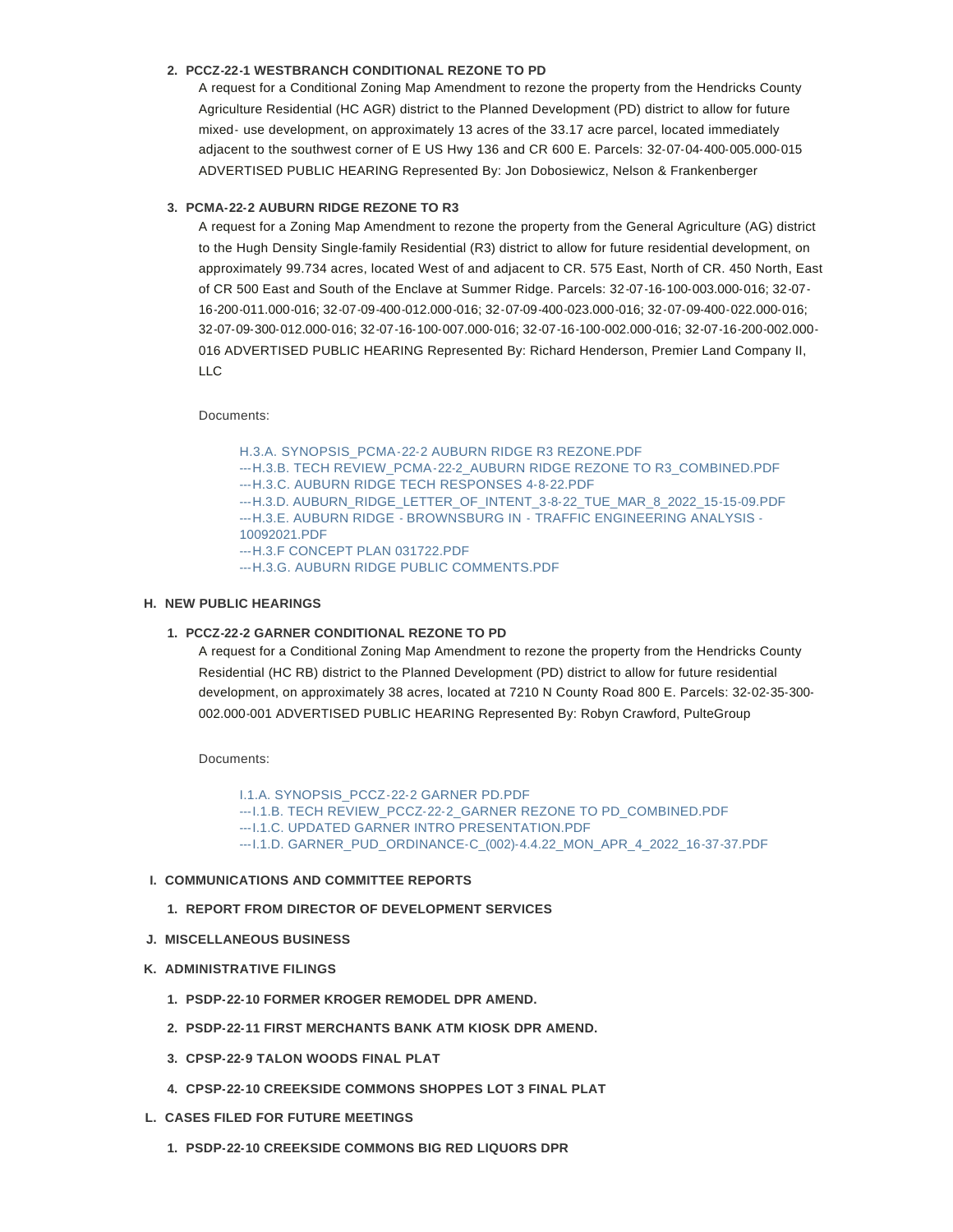2. **PCCZ-22-1 WESTBRANCH CONDITIONAL REZONE TO PD**

   A request for a Conditional Zoning Map Amendment to rezone the property from the Hendricks County Agriculture Residential (HC AGR) district to the Planned Development (PD) district to allow for future mixed- use development, on approximately 13 acres of the 33.17 acre parcel, located immediately adjacent to the southwest corner of E US Hwy 136 and CR 600 E. Parcels: 32-07-04-400-005.000-015 ADVERTISED PUBLIC HEARING Represented By: Jon Dobosiewicz, Nelson & Frankenberger

3. **PCMA-22-2 AUBURN RIDGE REZONE TO R3**

   A request for a Zoning Map Amendment to rezone the property from the General Agriculture (AG) district to the Hugh Density Single-family Residential (R3) district to allow for future residential development, on approximately 99.734 acres, located West of and adjacent to CR. 575 East, North of CR. 450 North, East of CR 500 East and South of the Enclave at Summer Ridge. Parcels: 32-07-16-100-003.000-016; 32-07-16-200-011.000-016; 32-07-09-400-012.000-016; 32-07-09-400-023.000-016; 32-07-09-400-022.000-016; 32-07-09-300-012.000-016; 32-07-16-100-007.000-016; 32-07-16-100-002.000-016; 32-07-16-200-002.000-016 ADVERTISED PUBLIC HEARING Represented By: Richard Henderson, Premier Land Company II, LLC

   Documents:

   H.3.A. SYNOPSIS_PCMA-22-2 AUBURN RIDGE R3 REZONE.PDF
   ---H.3.B. TECH REVIEW_PCMA-22-2_AUBURN RIDGE REZONE TO R3_COMBINED.PDF
   ---H.3.C. AUBURN RIDGE TECH RESPONSES 4-8-22.PDF
   ---H.3.D. AUBURN_RIDGE_LETTER_OF_INTENT_3-8-22_TUE_MAR_8_2022_15-15-09.PDF
   ---H.3.E. AUBURN RIDGE - BROWNSBURG IN - TRAFFIC ENGINEERING ANALYSIS - 10092021.PDF
   ---H.3.F CONCEPT PLAN 031722.PDF
   ---H.3.G. AUBURN RIDGE PUBLIC COMMENTS.PDF

**H. NEW PUBLIC HEARINGS**

1. **PCCZ-22-2 GARNER CONDITIONAL REZONE TO PD**

   A request for a Conditional Zoning Map Amendment to rezone the property from the Hendricks County Residential (HC RB) district to the Planned Development (PD) district to allow for future residential development, on approximately 38 acres, located at 7210 N County Road 800 E. Parcels: 32-02-35-300-002.000-001 ADVERTISED PUBLIC HEARING Represented By: Robyn Crawford, PulteGroup

   Documents:

   I.1.A. SYNOPSIS_PCCZ-22-2 GARNER PD.PDF
   ---I.1.B. TECH REVIEW_PCCZ-22-2_GARNER REZONE TO PD_COMBINED.PDF
   ---I.1.C. UPDATED GARNER INTRO PRESENTATION.PDF
   ---I.1.D. GARNER_PUD_ORDINANCE-C_(002)-4.4.22_MON_APR_4_2022_16-37-37.PDF

**I. COMMUNICATIONS AND COMMITTEE REPORTS**

1. **REPORT FROM DIRECTOR OF DEVELOPMENT SERVICES**

**J. MISCELLANEOUS BUSINESS**

**K. ADMINISTRATIVE FILINGS**

1. **PSDP-22-10 FORMER KROGER REMODEL DPR AMEND.**
2. **PSDP-22-11 FIRST MERCHANTS BANK ATM KIOSK DPR AMEND.**
3. **CPSP-22-9 TALON WOODS FINAL PLAT**
4. **CPSP-22-10 CREEKSIDE COMMONS SHOPPES LOT 3 FINAL PLAT**

**L. CASES FILED FOR FUTURE MEETINGS**

1. **PSDP-22-10 CREEKSIDE COMMONS BIG RED LIQUORS DPR**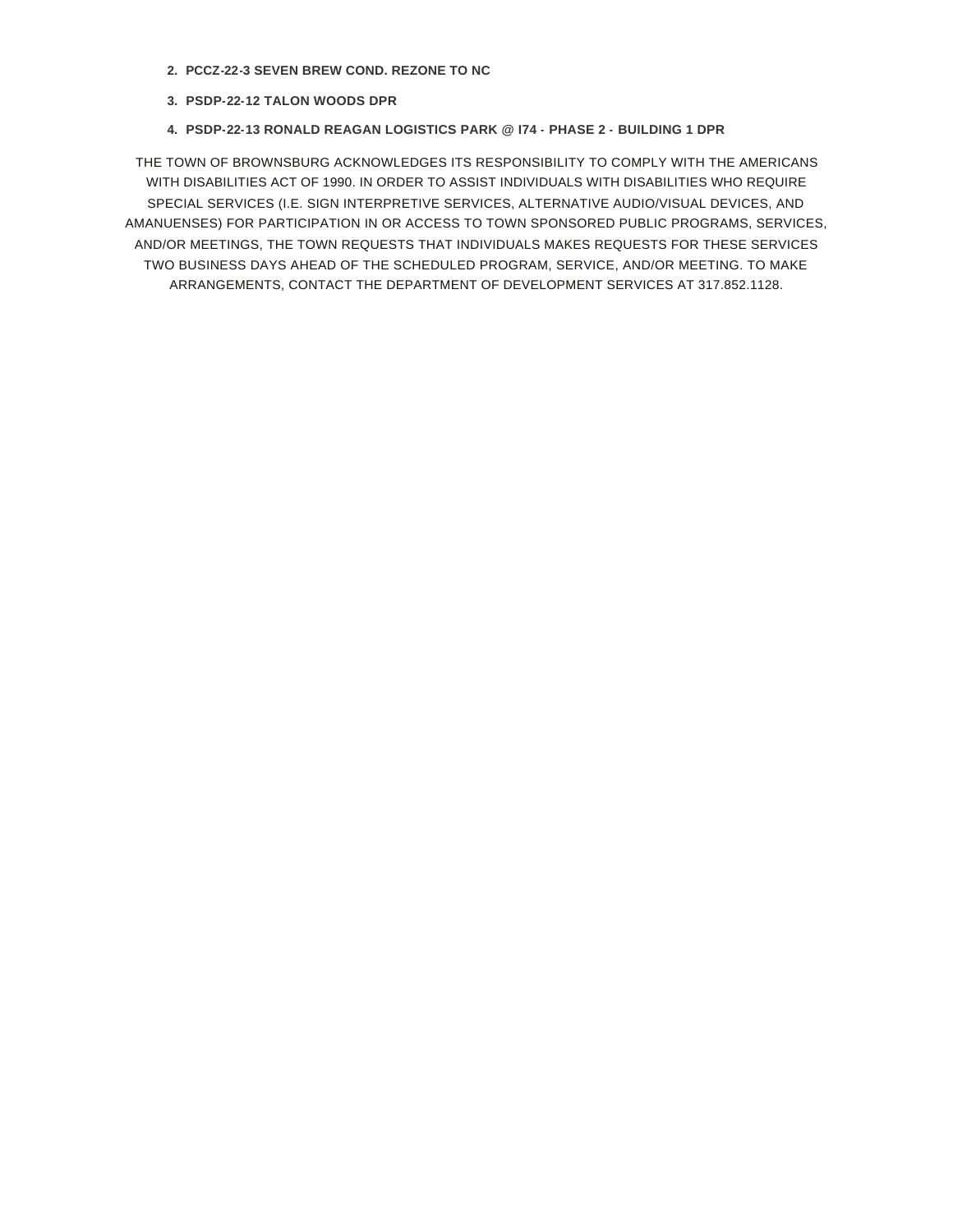2. **PCCZ-22-3 SEVEN BREW COND. REZONE TO NC**

3. **PSDP-22-12 TALON WOODS DPR**

4. **PSDP-22-13 RONALD REAGAN LOGISTICS PARK @ I74 - PHASE 2 - BUILDING 1 DPR**

THE TOWN OF BROWNSBURG ACKNOWLEDGES ITS RESPONSIBILITY TO COMPLY WITH THE AMERICANS WITH DISABILITIES ACT OF 1990. IN ORDER TO ASSIST INDIVIDUALS WITH DISABILITIES WHO REQUIRE SPECIAL SERVICES (I.E. SIGN INTERPRETIVE SERVICES, ALTERNATIVE AUDIO/VISUAL DEVICES, AND AMANUENSES) FOR PARTICIPATION IN OR ACCESS TO TOWN SPONSORED PUBLIC PROGRAMS, SERVICES, AND/OR MEETINGS, THE TOWN REQUESTS THAT INDIVIDUALS MAKES REQUESTS FOR THESE SERVICES TWO BUSINESS DAYS AHEAD OF THE SCHEDULED PROGRAM, SERVICE, AND/OR MEETING. TO MAKE ARRANGEMENTS, CONTACT THE DEPARTMENT OF DEVELOPMENT SERVICES AT 317.852.1128.